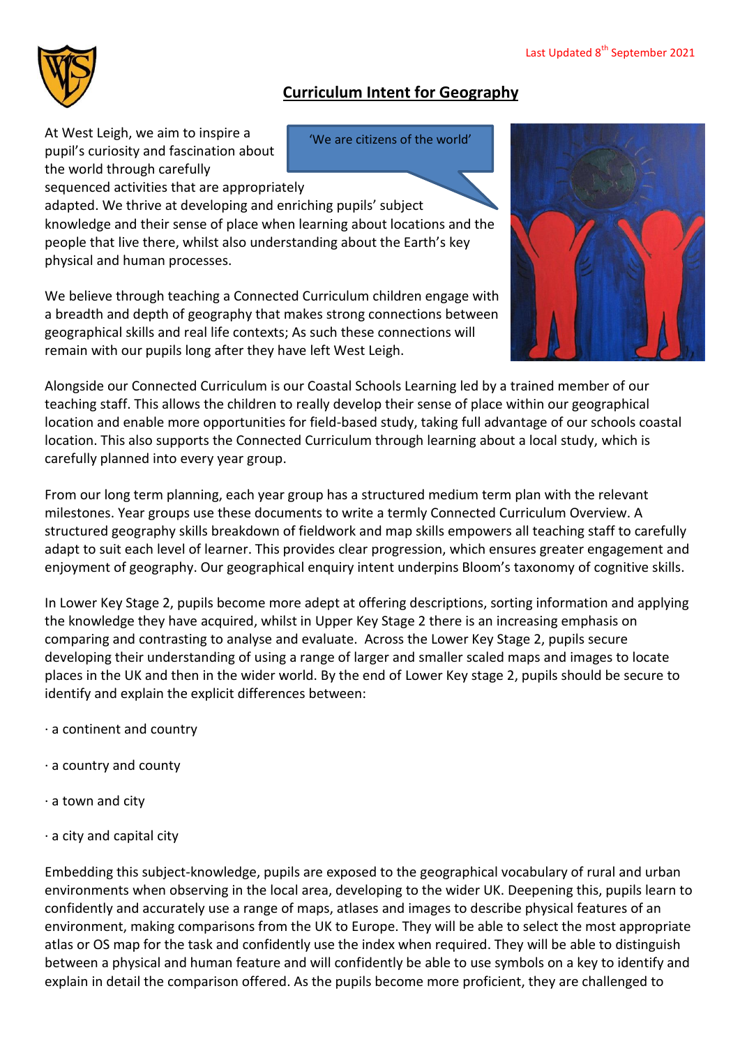Last Updated 8th September 2021

# Curriculum Intent for Geography

'We are citizens of the world'

At West Leigh, we aim to inspire a pupil's curiosity and fascination about the world through carefully sequenced activities that are appropriately adapted. We thrive at developing and enriching pupils' subject knowledge and their sense of place when learning about locations and the people that live there, whilst also understanding about the Earth's key physical and human processes.

We believe through teaching a Connected Curriculum children engage with a breadth and depth of geography that makes strong connections between geographical skills and real life contexts; As such these connections will remain with our pupils long after they have left West Leigh.

Alongside our Connected Curriculum is our Coastal Schools Learning led by a trained member of our teaching staff. This allows the children to really develop their sense of place within our geographical location and enable more opportunities for field-based study, taking full advantage of our schools coastal location. This also supports the Connected Curriculum through learning about a local study, which is carefully planned into every year group.

From our long term planning, each year group has a structured medium term plan with the relevant milestones. Year groups use these documents to write a termly Connected Curriculum Overview. A structured geography skills breakdown of fieldwork and map skills empowers all teaching staff to carefully adapt to suit each level of learner. This provides clear progression, which ensures greater engagement and enjoyment of geography. Our geographical enquiry intent underpins Bloom's taxonomy of cognitive skills.

In Lower Key Stage 2, pupils become more adept at offering descriptions, sorting information and applying the knowledge they have acquired, whilst in Upper Key Stage 2 there is an increasing emphasis on comparing and contrasting to analyse and evaluate. Across the Lower Key Stage 2, pupils secure developing their understanding of using a range of larger and smaller scaled maps and images to locate places in the UK and then in the wider world. By the end of Lower Key stage 2, pupils should be secure to identify and explain the explicit differences between:

- a continent and country
- a country and county
- a town and city
- a city and capital city

Embedding this subject-knowledge, pupils are exposed to the geographical vocabulary of rural and urban environments when observing in the local area, developing to the wider UK. Deepening this, pupils learn to confidently and accurately use a range of maps, atlases and images to describe physical features of an environment, making comparisons from the UK to Europe. They will be able to select the most appropriate atlas or OS map for the task and confidently use the index when required. They will be able to distinguish between a physical and human feature and will confidently be able to use symbols on a key to identify and explain in detail the comparison offered. As the pupils become more proficient, they are challenged to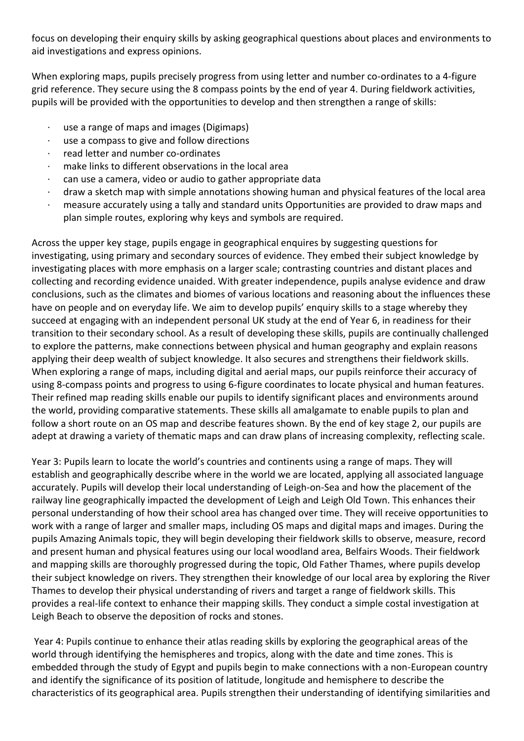focus on developing their enquiry skills by asking geographical questions about places and environments to aid investigations and express opinions.

When exploring maps, pupils precisely progress from using letter and number co-ordinates to a 4-figure grid reference. They secure using the 8 compass points by the end of year 4. During fieldwork activities, pupils will be provided with the opportunities to develop and then strengthen a range of skills:

- use a range of maps and images (Digimaps)
- use a compass to give and follow directions
- read letter and number co-ordinates
- make links to different observations in the local area
- can use a camera, video or audio to gather appropriate data
- draw a sketch map with simple annotations showing human and physical features of the local area
- measure accurately using a tally and standard units Opportunities are provided to draw maps and plan simple routes, exploring why keys and symbols are required.

Across the upper key stage, pupils engage in geographical enquires by suggesting questions for investigating, using primary and secondary sources of evidence. They embed their subject knowledge by investigating places with more emphasis on a larger scale; contrasting countries and distant places and collecting and recording evidence unaided. With greater independence, pupils analyse evidence and draw conclusions, such as the climates and biomes of various locations and reasoning about the influences these have on people and on everyday life. We aim to develop pupils' enquiry skills to a stage whereby they succeed at engaging with an independent personal UK study at the end of Year 6, in readiness for their transition to their secondary school. As a result of developing these skills, pupils are continually challenged to explore the patterns, make connections between physical and human geography and explain reasons applying their deep wealth of subject knowledge. It also secures and strengthens their fieldwork skills. When exploring a range of maps, including digital and aerial maps, our pupils reinforce their accuracy of using 8-compass points and progress to using 6-figure coordinates to locate physical and human features. Their refined map reading skills enable our pupils to identify significant places and environments around the world, providing comparative statements. These skills all amalgamate to enable pupils to plan and follow a short route on an OS map and describe features shown. By the end of key stage 2, our pupils are adept at drawing a variety of thematic maps and can draw plans of increasing complexity, reflecting scale.

Year 3: Pupils learn to locate the world's countries and continents using a range of maps. They will establish and geographically describe where in the world we are located, applying all associated language accurately. Pupils will develop their local understanding of Leigh-on-Sea and how the placement of the railway line geographically impacted the development of Leigh and Leigh Old Town. This enhances their personal understanding of how their school area has changed over time. They will receive opportunities to work with a range of larger and smaller maps, including OS maps and digital maps and images. During the pupils Amazing Animals topic, they will begin developing their fieldwork skills to observe, measure, record and present human and physical features using our local woodland area, Belfairs Woods. Their fieldwork and mapping skills are thoroughly progressed during the topic, Old Father Thames, where pupils develop their subject knowledge on rivers. They strengthen their knowledge of our local area by exploring the River Thames to develop their physical understanding of rivers and target a range of fieldwork skills. This provides a real-life context to enhance their mapping skills. They conduct a simple costal investigation at Leigh Beach to observe the deposition of rocks and stones.

Year 4: Pupils continue to enhance their atlas reading skills by exploring the geographical areas of the world through identifying the hemispheres and tropics, along with the date and time zones. This is embedded through the study of Egypt and pupils begin to make connections with a non-European country and identify the significance of its position of latitude, longitude and hemisphere to describe the characteristics of its geographical area. Pupils strengthen their understanding of identifying similarities and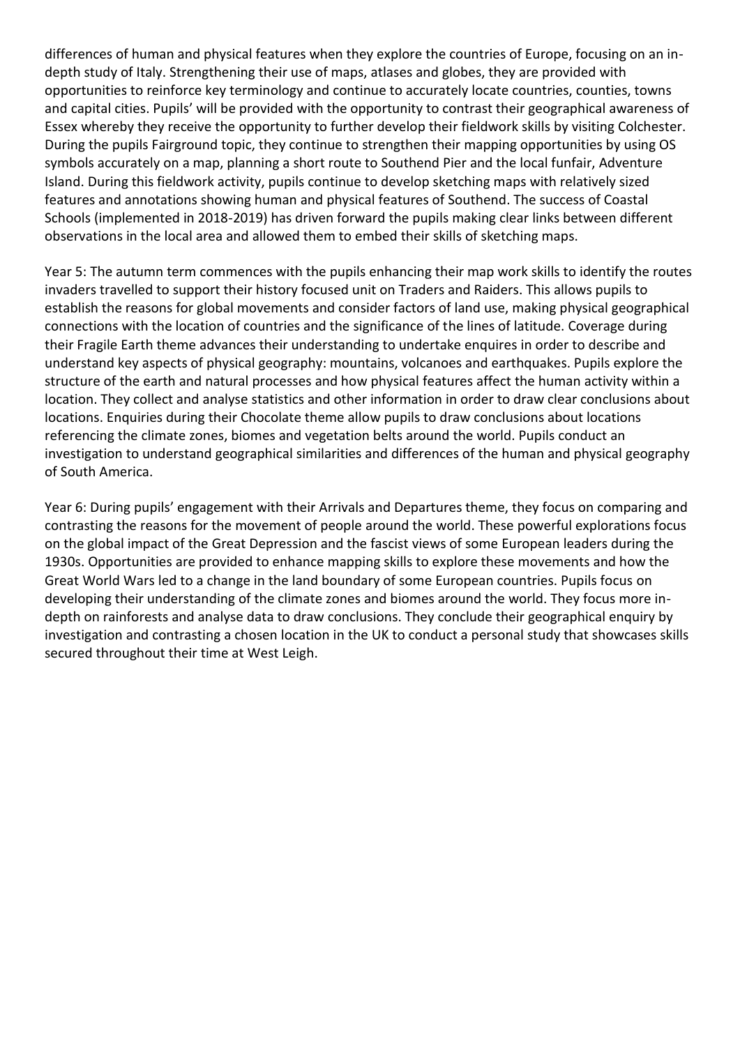differences of human and physical features when they explore the countries of Europe, focusing on an in-depth study of Italy. Strengthening their use of maps, atlases and globes, they are provided with opportunities to reinforce key terminology and continue to accurately locate countries, counties, towns and capital cities. Pupils' will be provided with the opportunity to contrast their geographical awareness of Essex whereby they receive the opportunity to further develop their fieldwork skills by visiting Colchester. During the pupils Fairground topic, they continue to strengthen their mapping opportunities by using OS symbols accurately on a map, planning a short route to Southend Pier and the local funfair, Adventure Island. During this fieldwork activity, pupils continue to develop sketching maps with relatively sized features and annotations showing human and physical features of Southend. The success of Coastal Schools (implemented in 2018-2019) has driven forward the pupils making clear links between different observations in the local area and allowed them to embed their skills of sketching maps.

Year 5: The autumn term commences with the pupils enhancing their map work skills to identify the routes invaders travelled to support their history focused unit on Traders and Raiders. This allows pupils to establish the reasons for global movements and consider factors of land use, making physical geographical connections with the location of countries and the significance of the lines of latitude. Coverage during their Fragile Earth theme advances their understanding to undertake enquires in order to describe and understand key aspects of physical geography: mountains, volcanoes and earthquakes. Pupils explore the structure of the earth and natural processes and how physical features affect the human activity within a location. They collect and analyse statistics and other information in order to draw clear conclusions about locations. Enquiries during their Chocolate theme allow pupils to draw conclusions about locations referencing the climate zones, biomes and vegetation belts around the world. Pupils conduct an investigation to understand geographical similarities and differences of the human and physical geography of South America.

Year 6: During pupils' engagement with their Arrivals and Departures theme, they focus on comparing and contrasting the reasons for the movement of people around the world. These powerful explorations focus on the global impact of the Great Depression and the fascist views of some European leaders during the 1930s. Opportunities are provided to enhance mapping skills to explore these movements and how the Great World Wars led to a change in the land boundary of some European countries. Pupils focus on developing their understanding of the climate zones and biomes around the world. They focus more in-depth on rainforests and analyse data to draw conclusions. They conclude their geographical enquiry by investigation and contrasting a chosen location in the UK to conduct a personal study that showcases skills secured throughout their time at West Leigh.